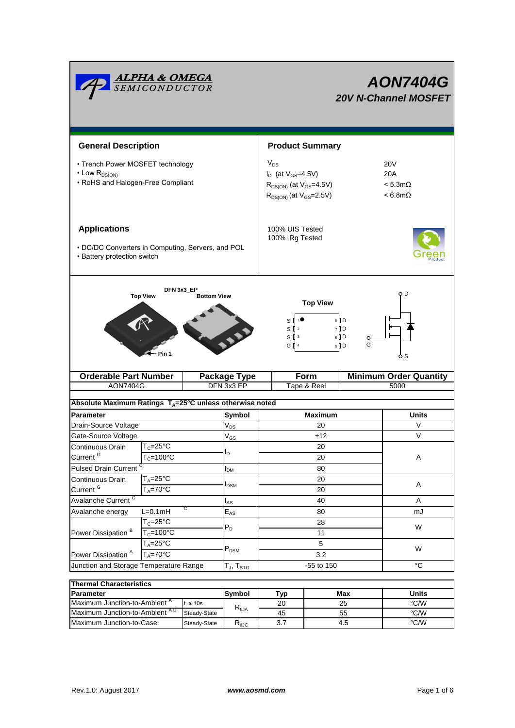# AON7404G

## 20V N-Channel MOSFET

## General Description

- Trench Power MOSFET technology
- Low $R_{DS(ON)}$
- RoHS and Halogen-Free Compliant

## Product Summary

| | |
|---|---|
| $V_{DS}$ | 20V |
| $I_D$ (at $V_{GS}$=4.5V) | 20A |
| $R_{DS(ON)}$ (at $V_{GS}$=4.5V) | < 5.3mΩ |
| $R_{DS(ON)}$ (at $V_{GS}$=2.5V) | < 6.8mΩ |

100% UIS Tested
100% Rg Tested

## Applications

- DC/DC Converters in Computing, Servers, and POL
- Battery protection switch

DFN 3x3_EP

Top View / Bottom View / Pin 1

Top View: S 1, S 2, S 3, G 4, D 5, D 6, D 7, D 8

| Orderable Part Number | Package Type | Form | Minimum Order Quantity |
|---|---|---|---|
| AON7404G | DFN 3x3 EP | Tape & Reel | 5000 |

## Absolute Maximum Ratings $T_A$=25°C unless otherwise noted

| Parameter | | Symbol | Maximum | Units |
|---|---|---|---|---|
| Drain-Source Voltage | | $V_{DS}$ | 20 | V |
| Gate-Source Voltage | | $V_{GS}$ | ±12 | V |
| Continuous Drain Current [G] | $T_C$=25°C | $I_D$ | 20 | A |
| | $T_C$=100°C | | 20 | |
| Pulsed Drain Current [C] | | $I_{DM}$ | 80 | |
| Continuous Drain Current [G] | $T_A$=25°C | $I_{DSM}$ | 20 | A |
| | $T_A$=70°C | | 20 | |
| Avalanche Current [C] | | $I_{AS}$ | 40 | A |
| Avalanche energy | L=0.1mH [C] | $E_{AS}$ | 80 | mJ |
| Power Dissipation [B] | $T_C$=25°C | $P_D$ | 28 | W |
| | $T_C$=100°C | | 11 | |
| Power Dissipation [A] | $T_A$=25°C | $P_{DSM}$ | 5 | W |
| | $T_A$=70°C | | 3.2 | |
| Junction and Storage Temperature Range | | $T_J$, $T_{STG}$ | -55 to 150 | °C |

## Thermal Characteristics

| Parameter | | Symbol | Typ | Max | Units |
|---|---|---|---|---|---|
| Maximum Junction-to-Ambient [A] | t ≤ 10s | $R_{\theta JA}$ | 20 | 25 | °C/W |
| Maximum Junction-to-Ambient [A D] | Steady-State | | 45 | 55 | °C/W |
| Maximum Junction-to-Case | Steady-State | $R_{\theta JC}$ | 3.7 | 4.5 | °C/W |

Rev.1.0: August 2017 www.aosmd.com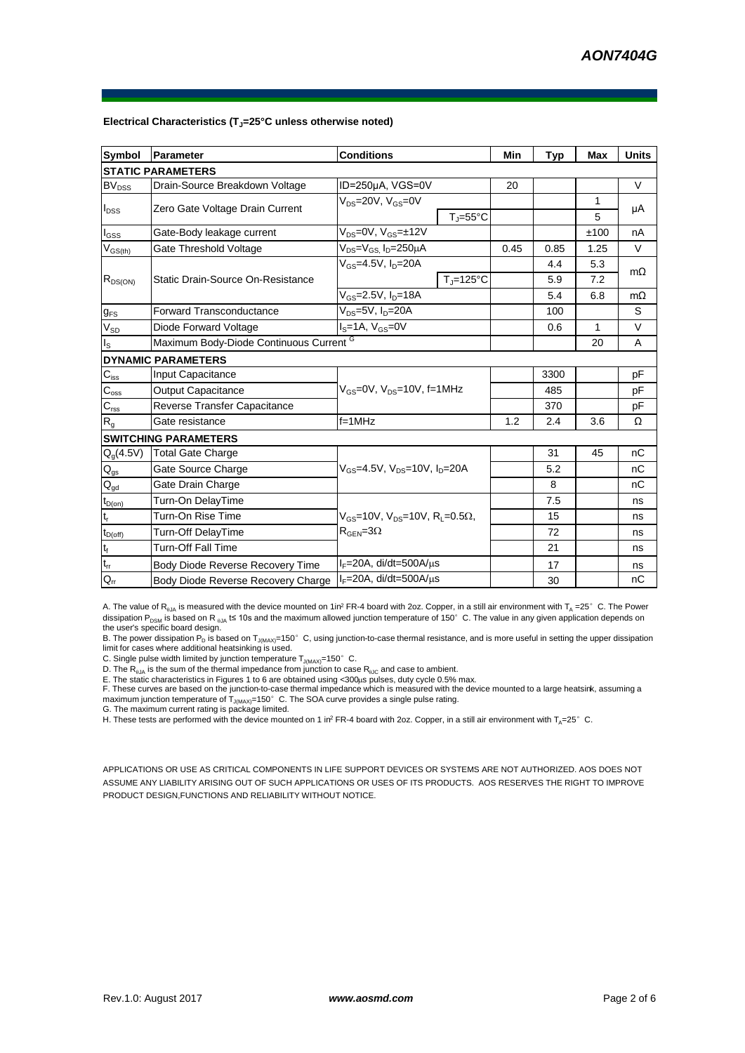**Electrical Characteristics ($T_J$=25°C unless otherwise noted)**

| Symbol | Parameter | Conditions | | Min | Typ | Max | Units |
|---|---|---|---|---|---|---|---|
| **STATIC PARAMETERS** | | | | | | | |
| $BV_{DSS}$ | Drain-Source Breakdown Voltage | ID=250µA, VGS=0V | | 20 | | | V |
| $I_{DSS}$ | Zero Gate Voltage Drain Current | $V_{DS}$=20V, $V_{GS}$=0V | | | | 1 | µA |
| | | | $T_J$=55°C | | | 5 | |
| $I_{GSS}$ | Gate-Body leakage current | $V_{DS}$=0V, $V_{GS}$=±12V | | | | ±100 | nA |
| $V_{GS(th)}$ | Gate Threshold Voltage | $V_{DS}$=$V_{GS}$, $I_D$=250µA | | 0.45 | 0.85 | 1.25 | V |
| $R_{DS(ON)}$ | Static Drain-Source On-Resistance | $V_{GS}$=4.5V, $I_D$=20A | | | 4.4 | 5.3 | mΩ |
| | | | $T_J$=125°C | | 5.9 | 7.2 | |
| | | $V_{GS}$=2.5V, $I_D$=18A | | | 5.4 | 6.8 | mΩ |
| $g_{FS}$ | Forward Transconductance | $V_{DS}$=5V, $I_D$=20A | | | 100 | | S |
| $V_{SD}$ | Diode Forward Voltage | $I_S$=1A, $V_{GS}$=0V | | | 0.6 | 1 | V |
| $I_S$ | Maximum Body-Diode Continuous Current [G] | | | | | 20 | A |
| **DYNAMIC PARAMETERS** | | | | | | | |
| $C_{iss}$ | Input Capacitance | $V_{GS}$=0V, $V_{DS}$=10V, f=1MHz | | | 3300 | | pF |
| $C_{oss}$ | Output Capacitance | | | | 485 | | pF |
| $C_{rss}$ | Reverse Transfer Capacitance | | | | 370 | | pF |
| $R_g$ | Gate resistance | f=1MHz | | 1.2 | 2.4 | 3.6 | Ω |
| **SWITCHING PARAMETERS** | | | | | | | |
| $Q_g$(4.5V) | Total Gate Charge | $V_{GS}$=4.5V, $V_{DS}$=10V, $I_D$=20A | | | 31 | 45 | nC |
| $Q_{gs}$ | Gate Source Charge | | | | 5.2 | | nC |
| $Q_{gd}$ | Gate Drain Charge | | | | 8 | | nC |
| $t_{D(on)}$ | Turn-On DelayTime | $V_{GS}$=10V, $V_{DS}$=10V, $R_L$=0.5Ω, $R_{GEN}$=3Ω | | | 7.5 | | ns |
| $t_r$ | Turn-On Rise Time | | | | 15 | | ns |
| $t_{D(off)}$ | Turn-Off DelayTime | | | | 72 | | ns |
| $t_f$ | Turn-Off Fall Time | | | | 21 | | ns |
| $t_{rr}$ | Body Diode Reverse Recovery Time | $I_F$=20A, di/dt=500A/µs | | | 17 | | ns |
| $Q_{rr}$ | Body Diode Reverse Recovery Charge | $I_F$=20A, di/dt=500A/µs | | | 30 | | nC |

A. The value of $R_{\theta JA}$ is measured with the device mounted on 1in² FR-4 board with 2oz. Copper, in a still air environment with $T_A$ =25° C. The Power dissipation $P_{DSM}$ is based on R $_{\theta JA}$ t≤ 10s and the maximum allowed junction temperature of 150° C. The value in any given application depends on the user's specific board design.

B. The power dissipation $P_D$ is based on $T_{J(MAX)}$=150° C, using junction-to-case thermal resistance, and is more useful in setting the upper dissipation limit for cases where additional heatsinking is used.

C. Single pulse width limited by junction temperature $T_{J(MAX)}$=150° C.

D. The $R_{\theta JA}$ is the sum of the thermal impedance from junction to case $R_{\theta JC}$ and case to ambient.

E. The static characteristics in Figures 1 to 6 are obtained using <300µs pulses, duty cycle 0.5% max.

F. These curves are based on the junction-to-case thermal impedance which is measured with the device mounted to a large heatsink, assuming a maximum junction temperature of $T_{J(MAX)}$=150° C. The SOA curve provides a single pulse rating.

G. The maximum current rating is package limited.

H. These tests are performed with the device mounted on 1 in² FR-4 board with 2oz. Copper, in a still air environment with $T_A$=25° C.

APPLICATIONS OR USE AS CRITICAL COMPONENTS IN LIFE SUPPORT DEVICES OR SYSTEMS ARE NOT AUTHORIZED. AOS DOES NOT ASSUME ANY LIABILITY ARISING OUT OF SUCH APPLICATIONS OR USES OF ITS PRODUCTS. AOS RESERVES THE RIGHT TO IMPROVE PRODUCT DESIGN,FUNCTIONS AND RELIABILITY WITHOUT NOTICE.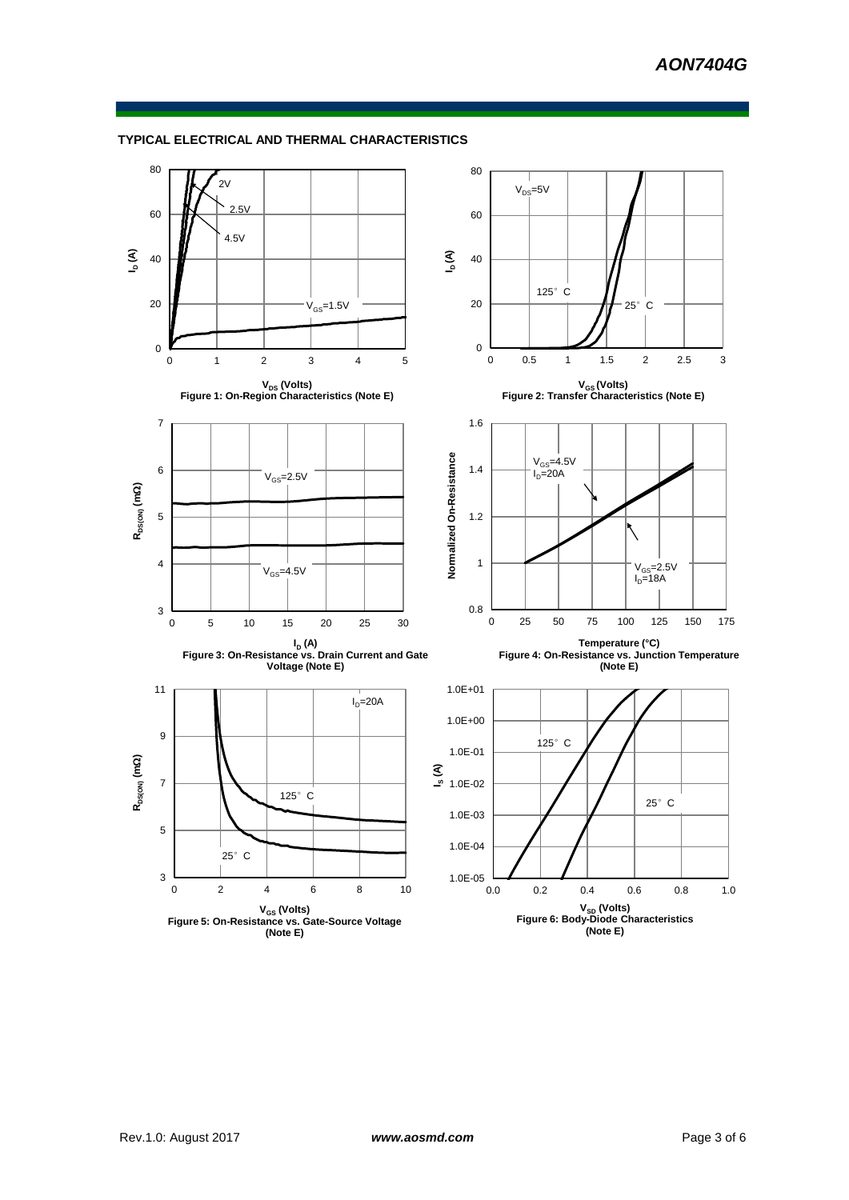## TYPICAL ELECTRICAL AND THERMAL CHARACTERISTICS

Figure 1: On-Region Characteristics (Note E)

Figure 2: Transfer Characteristics (Note E)

Figure 3: On-Resistance vs. Drain Current and Gate Voltage (Note E)

Figure 4: On-Resistance vs. Junction Temperature (Note E)

Figure 5: On-Resistance vs. Gate-Source Voltage (Note E)

Figure 6: Body-Diode Characteristics (Note E)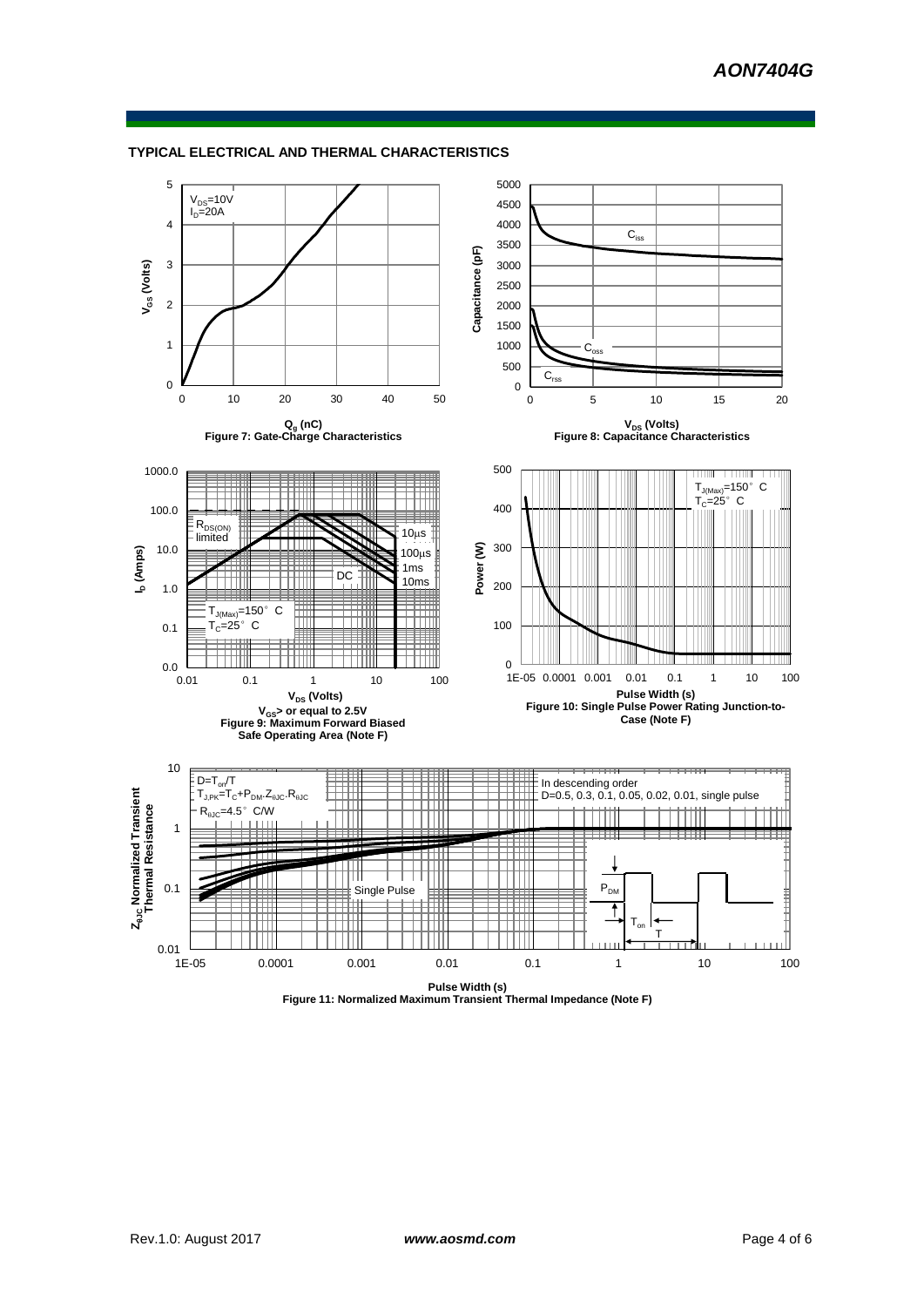## TYPICAL ELECTRICAL AND THERMAL CHARACTERISTICS

$V_{DS}$=10V
$I_D$=20A

$V_{GS}$ (Volts)

$Q_g$ (nC)
**Figure 7: Gate-Charge Characteristics**

$C_{iss}$
$C_{oss}$
$C_{rss}$

Capacitance (pF)

$V_{DS}$ (Volts)
**Figure 8: Capacitance Characteristics**

$R_{DS(ON)}$ limited

10µs
100µs
1ms
10ms
DC

$T_{J(Max)}$=150° C
$T_C$=25° C

$I_D$ (Amps)

$V_{DS}$ (Volts)
$V_{GS}$> or equal to 2.5V
**Figure 9: Maximum Forward Biased Safe Operating Area (Note F)**

$T_{J(Max)}$=150° C
$T_C$=25° C

Power (W)

Pulse Width (s)
**Figure 10: Single Pulse Power Rating Junction-to-Case (Note F)**

$D=T_{on}/T$
$T_{J,PK}=T_C+P_{DM}.Z_{\theta JC}.R_{\theta JC}$
$R_{\theta JC}$=4.5° C/W

In descending order
D=0.5, 0.3, 0.1, 0.05, 0.02, 0.01, single pulse

Single Pulse

$P_{DM}$
$T_{on}$
T

$Z_{\theta JC}$ Normalized Transient Thermal Resistance

Pulse Width (s)
**Figure 11: Normalized Maximum Transient Thermal Impedance (Note F)**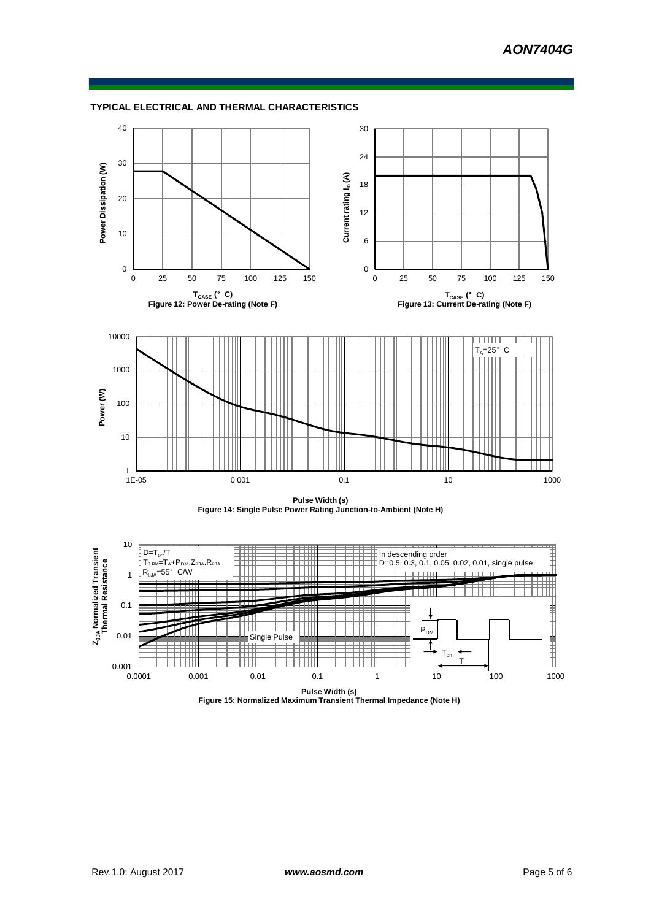## TYPICAL ELECTRICAL AND THERMAL CHARACTERISTICS

Power Dissipation (W)

$T_{CASE}$ (°C)

Figure 12: Power De-rating (Note F)

Current rating $I_D$ (A)

$T_{CASE}$ (°C)

Figure 13: Current De-rating (Note F)

$T_A$=25°C

Power (W)

Pulse Width (s)

Figure 14: Single Pulse Power Rating Junction-to-Ambient (Note H)

$D=T_{on}/T$

$T_{J,PK}=T_A+P_{DM}.Z_{\theta JA}.R_{\theta JA}$

$R_{\theta JA}$=55°C/W

In descending order

D=0.5, 0.3, 0.1, 0.05, 0.02, 0.01, single pulse

Single Pulse

$P_{DM}$

$T_{on}$

T

$Z_{\theta JA}$ Normalized Transient Thermal Resistance

Pulse Width (s)

Figure 15: Normalized Maximum Transient Thermal Impedance (Note H)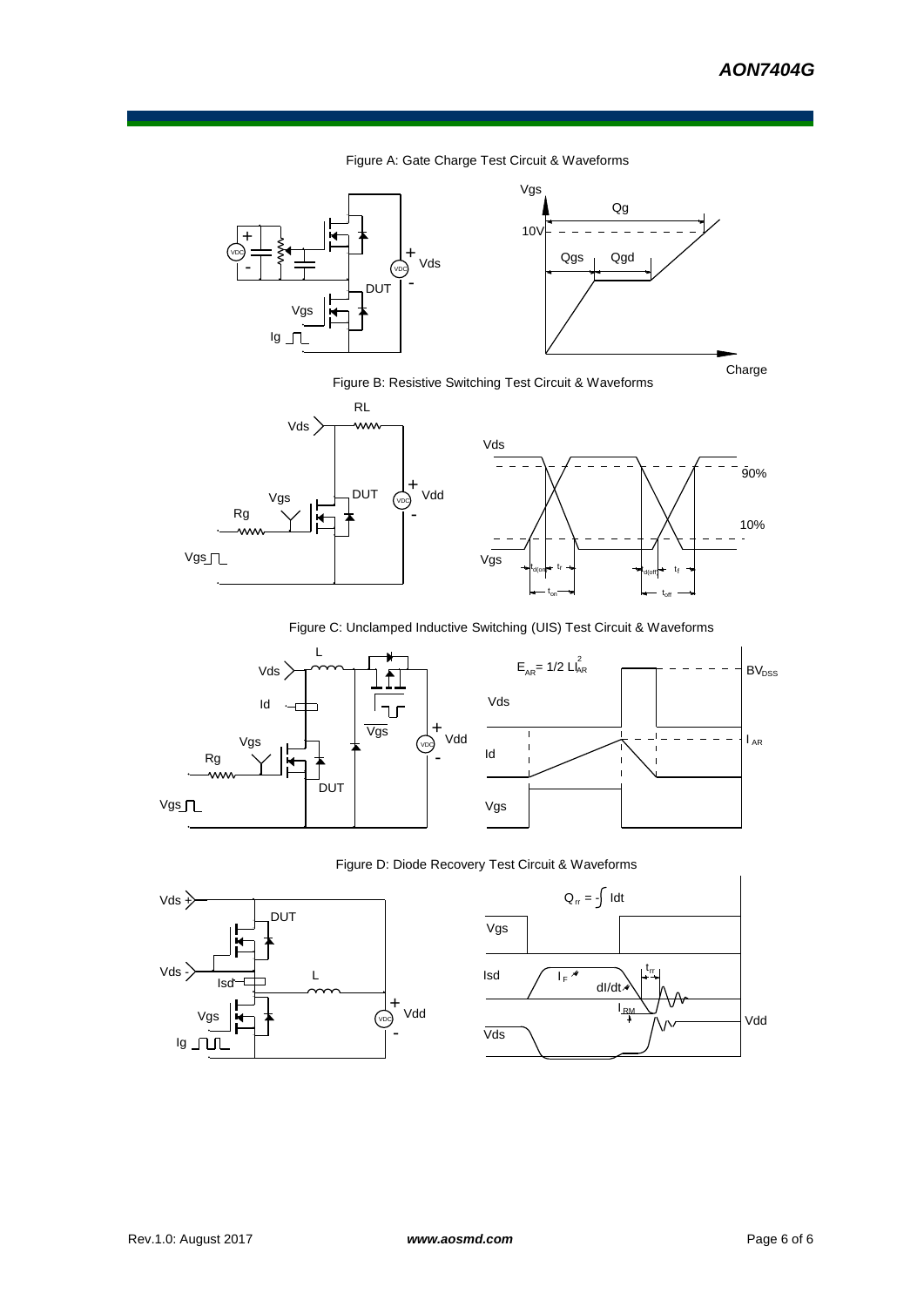Figure A: Gate Charge Test Circuit & Waveforms

VDC
+
-
Vds
DUT
Vgs
Ig

Vgs
Qg
10V
Qgs
Qgd
Charge

Figure B: Resistive Switching Test Circuit & Waveforms

RL
Vds
Vgs
DUT
Vdd
Rg
Vgs

Vds
90%
10%
Vgs
$t_{d(on)}$ $t_r$
$t_{on}$
$t_{d(off)}$ $t_f$
$t_{off}$

Figure C: Unclamped Inductive Switching (UIS) Test Circuit & Waveforms

L
Vds
Id
Vgs
Rg
DUT
Vgs
Vdd

$E_{AR} = 1/2\ LI_{AR}^2$
$BV_{DSS}$
Vds
Id
$I_{AR}$
Vgs

Figure D: Diode Recovery Test Circuit & Waveforms

Vds +
DUT
Vds -
Isd
L
Vgs
Vdd
Ig

$Q_{rr} = -\int Idt$
Vgs
Isd
$I_F$
$t_{rr}$
dI/dt
$I_{RM}$
Vdd
Vds